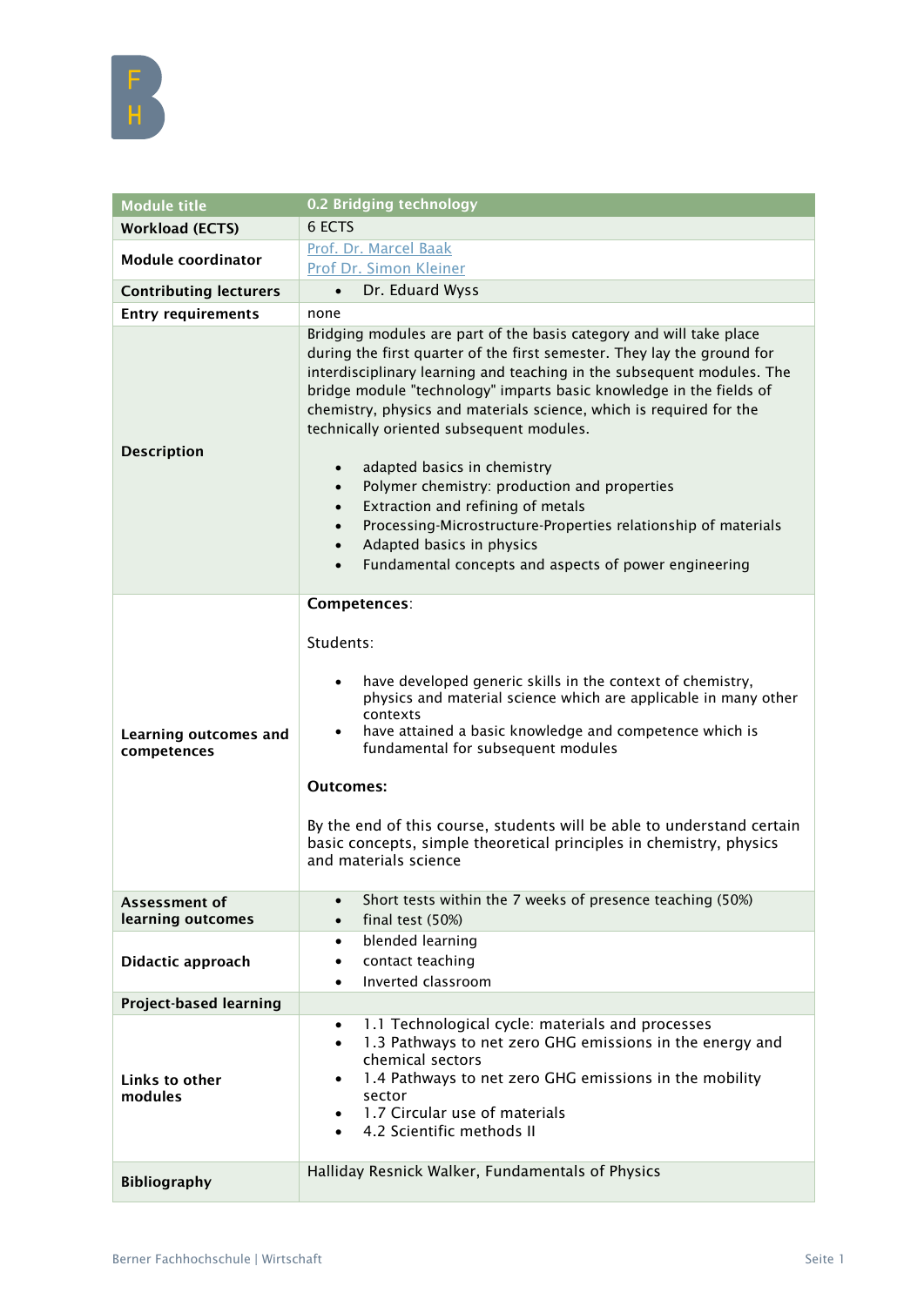| Module title | 0.2 Bridging technology |
|---|---|
| Workload (ECTS) | 6 ECTS |
| Module coordinator | Prof. Dr. Marcel Baak<br>Prof Dr. Simon Kleiner |
| Contributing lecturers | • Dr. Eduard Wyss |
| Entry requirements | none |
| Description | Bridging modules are part of the basis category and will take place during the first quarter of the first semester. They lay the ground for interdisciplinary learning and teaching in the subsequent modules. The bridge module "technology" imparts basic knowledge in the fields of chemistry, physics and materials science, which is required for the technically oriented subsequent modules.<br><br>• adapted basics in chemistry<br>• Polymer chemistry: production and properties<br>• Extraction and refining of metals<br>• Processing-Microstructure-Properties relationship of materials<br>• Adapted basics in physics<br>• Fundamental concepts and aspects of power engineering |
| Learning outcomes and competences | **Competences**:<br><br>Students:<br><br>• have developed generic skills in the context of chemistry, physics and material science which are applicable in many other contexts<br>• have attained a basic knowledge and competence which is fundamental for subsequent modules<br><br>**Outcomes:**<br><br>By the end of this course, students will be able to understand certain basic concepts, simple theoretical principles in chemistry, physics and materials science |
| Assessment of learning outcomes | • Short tests within the 7 weeks of presence teaching (50%)<br>• final test (50%) |
| Didactic approach | • blended learning<br>• contact teaching<br>• Inverted classroom |
| Project-based learning | |
| Links to other modules | • 1.1 Technological cycle: materials and processes<br>• 1.3 Pathways to net zero GHG emissions in the energy and chemical sectors<br>• 1.4 Pathways to net zero GHG emissions in the mobility sector<br>• 1.7 Circular use of materials<br>• 4.2 Scientific methods II |
| Bibliography | Halliday Resnick Walker, Fundamentals of Physics |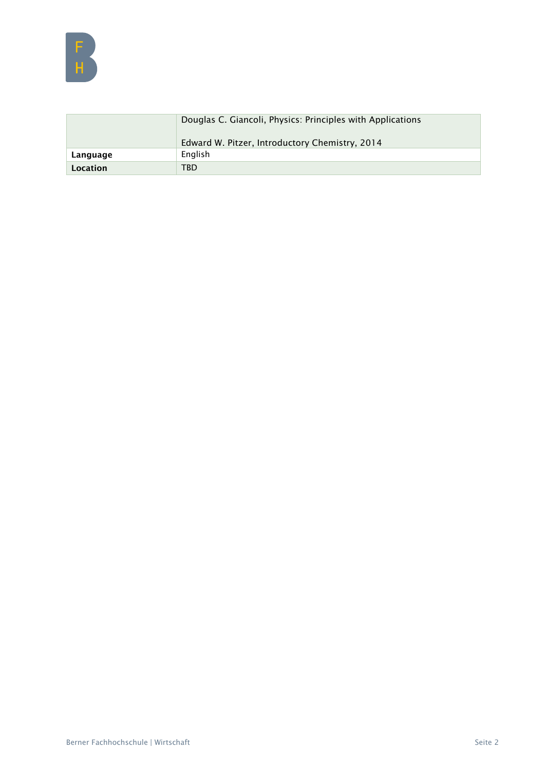| | |
|---|---|
| | Douglas C. Giancoli, Physics: Principles with Applications<br><br>Edward W. Pitzer, Introductory Chemistry, 2014 |
| **Language** | English |
| **Location** | TBD |